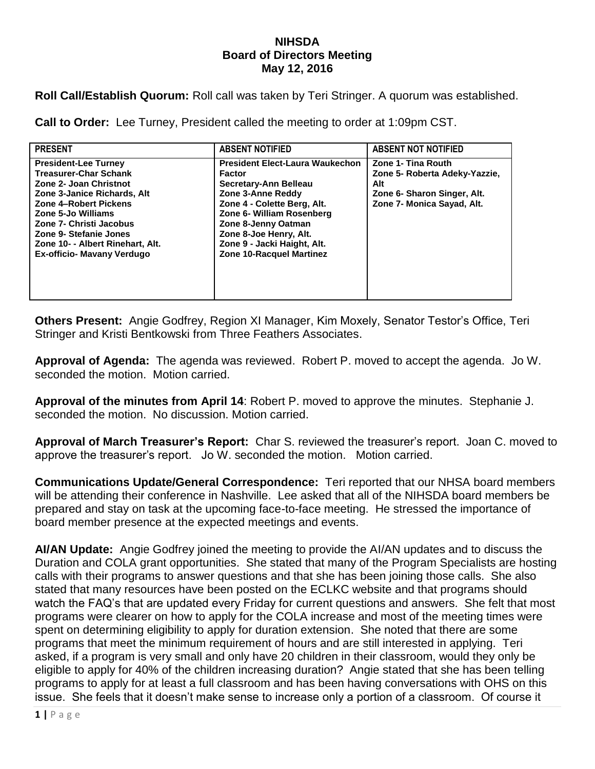**NIHSDA**
**Board of Directors Meeting**
**May 12, 2016**

**Roll Call/Establish Quorum:** Roll call was taken by Teri Stringer. A quorum was established.

**Call to Order:** Lee Turney, President called the meeting to order at 1:09pm CST.

| PRESENT | ABSENT NOTIFIED | ABSENT NOT NOTIFIED |
|---|---|---|
| President-Lee Turney<br>Treasurer-Char Schank<br>Zone 2- Joan Christnot<br>Zone 3-Janice Richards, Alt<br>Zone 4–Robert Pickens<br>Zone 5-Jo Williams<br>Zone 7- Christi Jacobus<br>Zone 9- Stefanie Jones<br>Zone 10- - Albert Rinehart, Alt.<br>Ex-officio- Mavany Verdugo | President Elect-Laura Waukechon Factor<br>Secretary-Ann Belleau<br>Zone 3-Anne Reddy<br>Zone 4 - Colette Berg, Alt.<br>Zone 6- William Rosenberg<br>Zone 8-Jenny Oatman<br>Zone 8-Joe Henry, Alt.<br>Zone 9 - Jacki Haight, Alt.<br>Zone 10-Racquel Martinez | Zone 1- Tina Routh<br>Zone 5- Roberta Adeky-Yazzie, Alt<br>Zone 6- Sharon Singer, Alt.<br>Zone 7- Monica Sayad, Alt. |

**Others Present:** Angie Godfrey, Region XI Manager, Kim Moxely, Senator Testor's Office, Teri Stringer and Kristi Bentkowski from Three Feathers Associates.

**Approval of Agenda:** The agenda was reviewed. Robert P. moved to accept the agenda. Jo W. seconded the motion. Motion carried.

**Approval of the minutes from April 14**: Robert P. moved to approve the minutes. Stephanie J. seconded the motion. No discussion. Motion carried.

**Approval of March Treasurer's Report:** Char S. reviewed the treasurer's report. Joan C. moved to approve the treasurer's report. Jo W. seconded the motion. Motion carried.

**Communications Update/General Correspondence:** Teri reported that our NHSA board members will be attending their conference in Nashville. Lee asked that all of the NIHSDA board members be prepared and stay on task at the upcoming face-to-face meeting. He stressed the importance of board member presence at the expected meetings and events.

**AI/AN Update:** Angie Godfrey joined the meeting to provide the AI/AN updates and to discuss the Duration and COLA grant opportunities. She stated that many of the Program Specialists are hosting calls with their programs to answer questions and that she has been joining those calls. She also stated that many resources have been posted on the ECLKC website and that programs should watch the FAQ's that are updated every Friday for current questions and answers. She felt that most programs were clearer on how to apply for the COLA increase and most of the meeting times were spent on determining eligibility to apply for duration extension. She noted that there are some programs that meet the minimum requirement of hours and are still interested in applying. Teri asked, if a program is very small and only have 20 children in their classroom, would they only be eligible to apply for 40% of the children increasing duration? Angie stated that she has been telling programs to apply for at least a full classroom and has been having conversations with OHS on this issue. She feels that it doesn't make sense to increase only a portion of a classroom. Of course it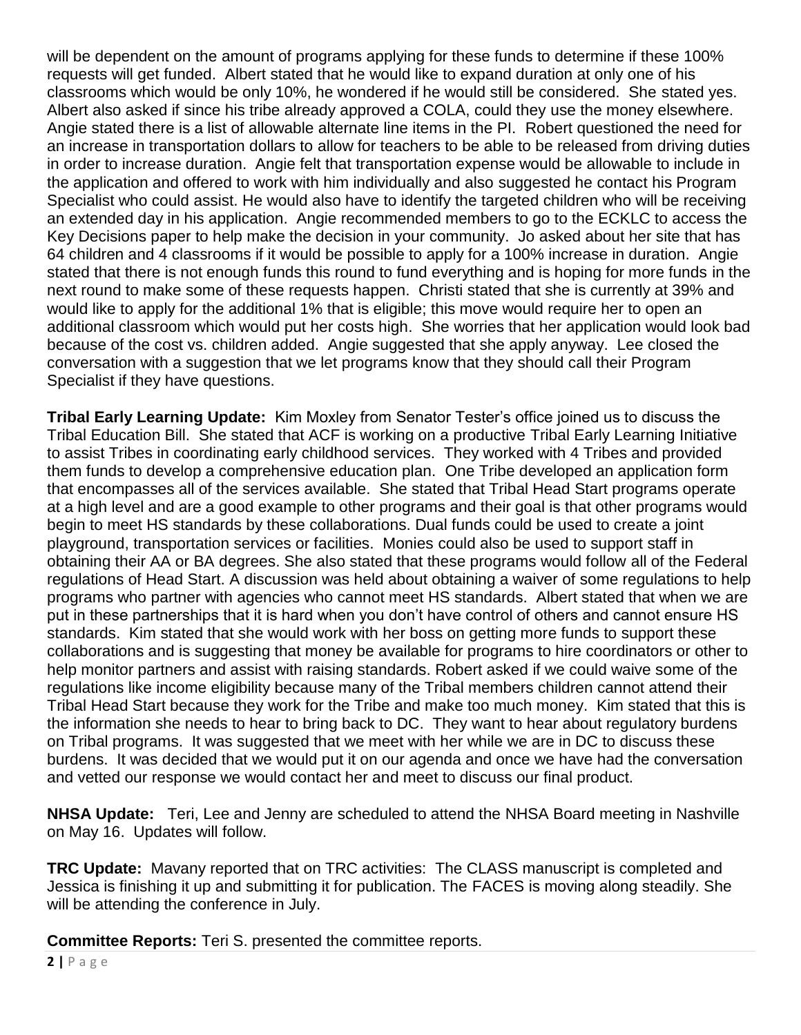will be dependent on the amount of programs applying for these funds to determine if these 100% requests will get funded. Albert stated that he would like to expand duration at only one of his classrooms which would be only 10%, he wondered if he would still be considered. She stated yes. Albert also asked if since his tribe already approved a COLA, could they use the money elsewhere. Angie stated there is a list of allowable alternate line items in the PI. Robert questioned the need for an increase in transportation dollars to allow for teachers to be able to be released from driving duties in order to increase duration. Angie felt that transportation expense would be allowable to include in the application and offered to work with him individually and also suggested he contact his Program Specialist who could assist. He would also have to identify the targeted children who will be receiving an extended day in his application. Angie recommended members to go to the ECKLC to access the Key Decisions paper to help make the decision in your community. Jo asked about her site that has 64 children and 4 classrooms if it would be possible to apply for a 100% increase in duration. Angie stated that there is not enough funds this round to fund everything and is hoping for more funds in the next round to make some of these requests happen. Christi stated that she is currently at 39% and would like to apply for the additional 1% that is eligible; this move would require her to open an additional classroom which would put her costs high. She worries that her application would look bad because of the cost vs. children added. Angie suggested that she apply anyway. Lee closed the conversation with a suggestion that we let programs know that they should call their Program Specialist if they have questions.

**Tribal Early Learning Update:** Kim Moxley from Senator Tester's office joined us to discuss the Tribal Education Bill. She stated that ACF is working on a productive Tribal Early Learning Initiative to assist Tribes in coordinating early childhood services. They worked with 4 Tribes and provided them funds to develop a comprehensive education plan. One Tribe developed an application form that encompasses all of the services available. She stated that Tribal Head Start programs operate at a high level and are a good example to other programs and their goal is that other programs would begin to meet HS standards by these collaborations. Dual funds could be used to create a joint playground, transportation services or facilities. Monies could also be used to support staff in obtaining their AA or BA degrees. She also stated that these programs would follow all of the Federal regulations of Head Start. A discussion was held about obtaining a waiver of some regulations to help programs who partner with agencies who cannot meet HS standards. Albert stated that when we are put in these partnerships that it is hard when you don't have control of others and cannot ensure HS standards. Kim stated that she would work with her boss on getting more funds to support these collaborations and is suggesting that money be available for programs to hire coordinators or other to help monitor partners and assist with raising standards. Robert asked if we could waive some of the regulations like income eligibility because many of the Tribal members children cannot attend their Tribal Head Start because they work for the Tribe and make too much money. Kim stated that this is the information she needs to hear to bring back to DC. They want to hear about regulatory burdens on Tribal programs. It was suggested that we meet with her while we are in DC to discuss these burdens. It was decided that we would put it on our agenda and once we have had the conversation and vetted our response we would contact her and meet to discuss our final product.

**NHSA Update:** Teri, Lee and Jenny are scheduled to attend the NHSA Board meeting in Nashville on May 16. Updates will follow.

**TRC Update:** Mavany reported that on TRC activities: The CLASS manuscript is completed and Jessica is finishing it up and submitting it for publication. The FACES is moving along steadily. She will be attending the conference in July.

**Committee Reports:** Teri S. presented the committee reports.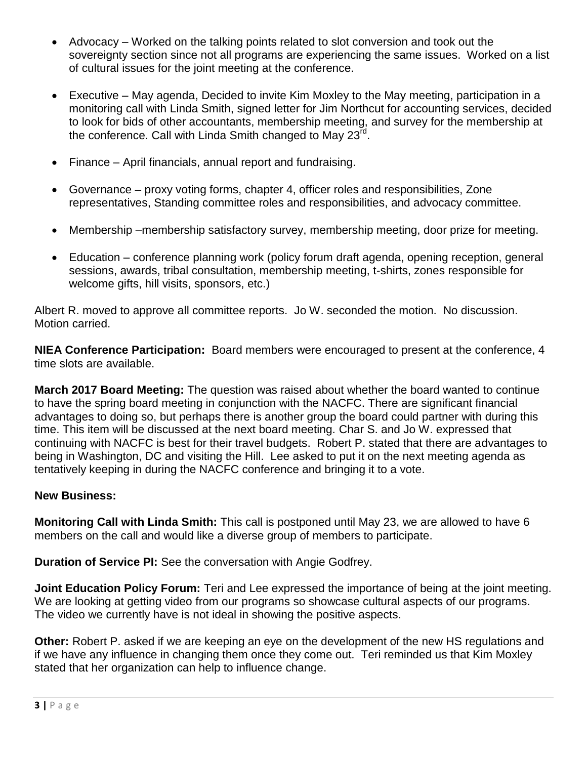- Advocacy – Worked on the talking points related to slot conversion and took out the sovereignty section since not all programs are experiencing the same issues. Worked on a list of cultural issues for the joint meeting at the conference.

- Executive – May agenda, Decided to invite Kim Moxley to the May meeting, participation in a monitoring call with Linda Smith, signed letter for Jim Northcut for accounting services, decided to look for bids of other accountants, membership meeting, and survey for the membership at the conference. Call with Linda Smith changed to May 23rd.

- Finance – April financials, annual report and fundraising.

- Governance – proxy voting forms, chapter 4, officer roles and responsibilities, Zone representatives, Standing committee roles and responsibilities, and advocacy committee.

- Membership –membership satisfactory survey, membership meeting, door prize for meeting.

- Education – conference planning work (policy forum draft agenda, opening reception, general sessions, awards, tribal consultation, membership meeting, t-shirts, zones responsible for welcome gifts, hill visits, sponsors, etc.)

Albert R. moved to approve all committee reports. Jo W. seconded the motion. No discussion. Motion carried.

**NIEA Conference Participation:** Board members were encouraged to present at the conference, 4 time slots are available.

**March 2017 Board Meeting:** The question was raised about whether the board wanted to continue to have the spring board meeting in conjunction with the NACFC. There are significant financial advantages to doing so, but perhaps there is another group the board could partner with during this time. This item will be discussed at the next board meeting. Char S. and Jo W. expressed that continuing with NACFC is best for their travel budgets. Robert P. stated that there are advantages to being in Washington, DC and visiting the Hill. Lee asked to put it on the next meeting agenda as tentatively keeping in during the NACFC conference and bringing it to a vote.

**New Business:**

**Monitoring Call with Linda Smith:** This call is postponed until May 23, we are allowed to have 6 members on the call and would like a diverse group of members to participate.

**Duration of Service PI:** See the conversation with Angie Godfrey.

**Joint Education Policy Forum:** Teri and Lee expressed the importance of being at the joint meeting. We are looking at getting video from our programs so showcase cultural aspects of our programs. The video we currently have is not ideal in showing the positive aspects.

**Other:** Robert P. asked if we are keeping an eye on the development of the new HS regulations and if we have any influence in changing them once they come out. Teri reminded us that Kim Moxley stated that her organization can help to influence change.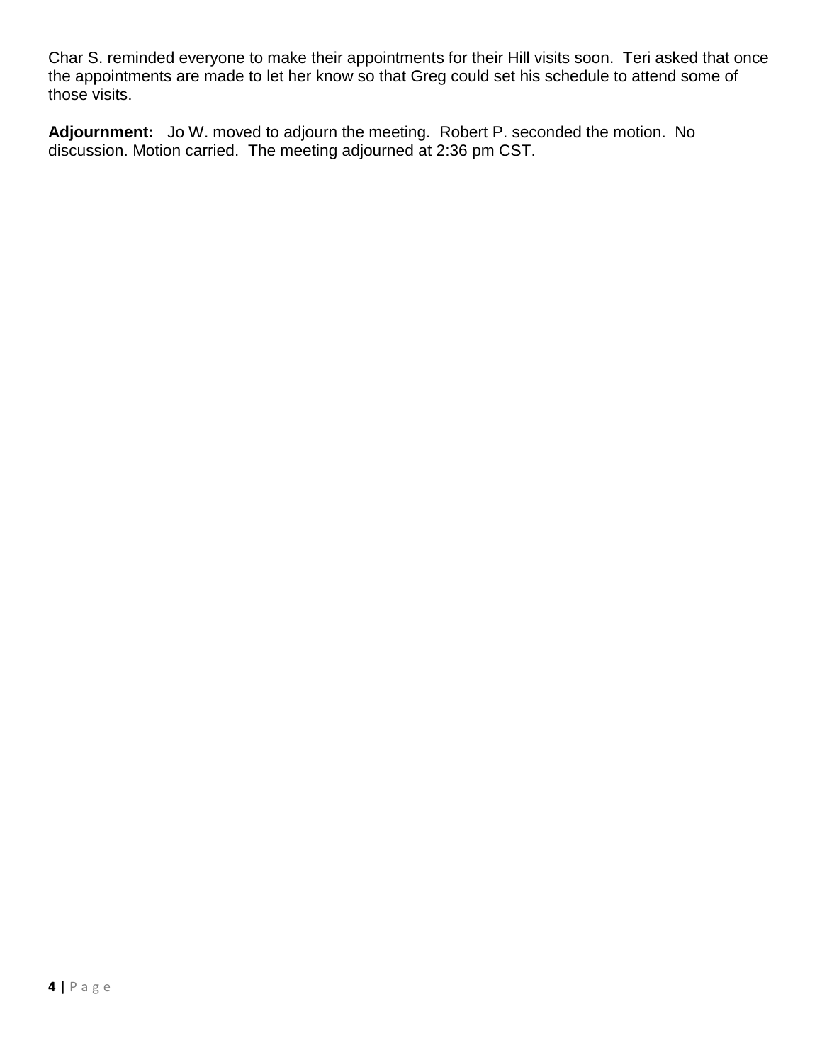Char S. reminded everyone to make their appointments for their Hill visits soon. Teri asked that once the appointments are made to let her know so that Greg could set his schedule to attend some of those visits.

**Adjournment:** Jo W. moved to adjourn the meeting. Robert P. seconded the motion. No discussion. Motion carried. The meeting adjourned at 2:36 pm CST.